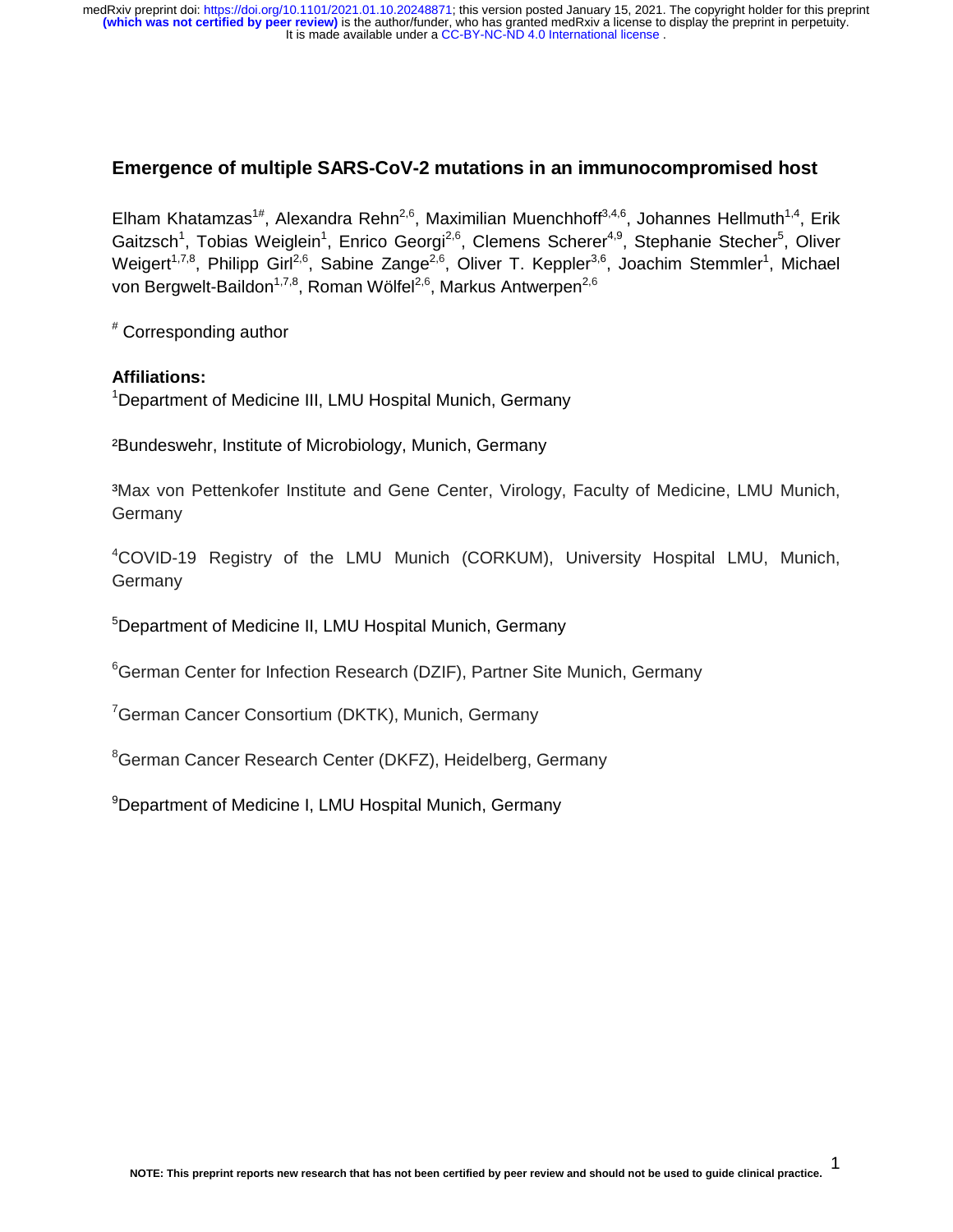# Emergence of multiple SARS-CoV-2 mutations in an immunocompromised host

Elham Khatamzas[1#], Alexandra Rehn[2,6], Maximilian Muenchhoff[3,4,6], Johannes Hellmuth[1,4], Erik Gaitzsch[1], Tobias Weiglein[1], Enrico Georgi[2,6], Clemens Scherer[4,9], Stephanie Stecher[5], Oliver Weigert[1,7,8], Philipp Girl[2,6], Sabine Zange[2,6], Oliver T. Keppler[3,6], Joachim Stemmler[1], Michael von Bergwelt-Baildon[1,7,8], Roman Wölfel[2,6], Markus Antwerpen[2,6]

[#] Corresponding author

**Affiliations:**

[1]Department of Medicine III, LMU Hospital Munich, Germany

[2]Bundeswehr, Institute of Microbiology, Munich, Germany

[3]Max von Pettenkofer Institute and Gene Center, Virology, Faculty of Medicine, LMU Munich, Germany

[4]COVID-19 Registry of the LMU Munich (CORKUM), University Hospital LMU, Munich, Germany

[5]Department of Medicine II, LMU Hospital Munich, Germany

[6]German Center for Infection Research (DZIF), Partner Site Munich, Germany

[7]German Cancer Consortium (DKTK), Munich, Germany

[8]German Cancer Research Center (DKFZ), Heidelberg, Germany

[9]Department of Medicine I, LMU Hospital Munich, Germany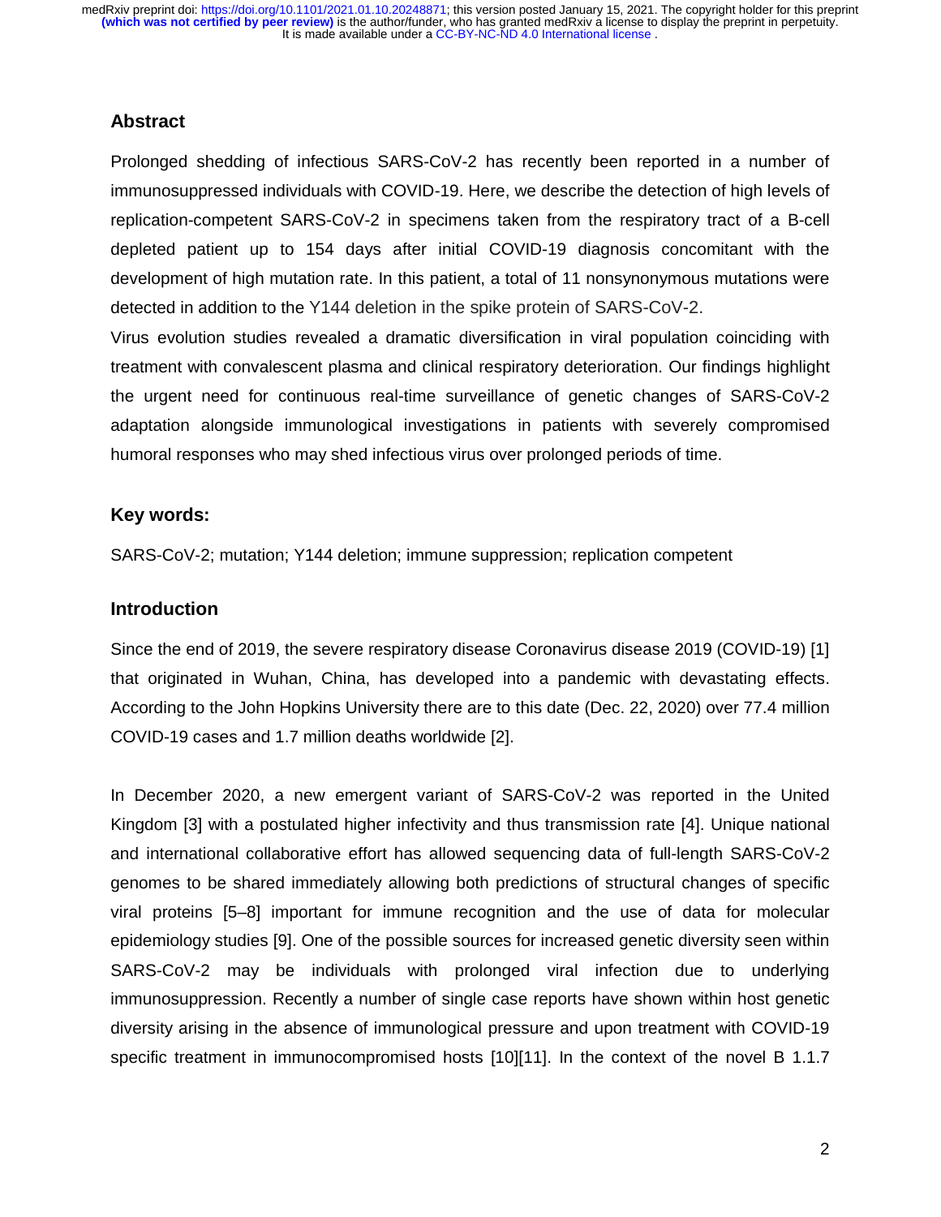## Abstract

Prolonged shedding of infectious SARS-CoV-2 has recently been reported in a number of immunosuppressed individuals with COVID-19. Here, we describe the detection of high levels of replication-competent SARS-CoV-2 in specimens taken from the respiratory tract of a B-cell depleted patient up to 154 days after initial COVID-19 diagnosis concomitant with the development of high mutation rate. In this patient, a total of 11 nonsynonymous mutations were detected in addition to the Y144 deletion in the spike protein of SARS-CoV-2.

Virus evolution studies revealed a dramatic diversification in viral population coinciding with treatment with convalescent plasma and clinical respiratory deterioration. Our findings highlight the urgent need for continuous real-time surveillance of genetic changes of SARS-CoV-2 adaptation alongside immunological investigations in patients with severely compromised humoral responses who may shed infectious virus over prolonged periods of time.

## Key words:

SARS-CoV-2; mutation; Y144 deletion; immune suppression; replication competent

## Introduction

Since the end of 2019, the severe respiratory disease Coronavirus disease 2019 (COVID-19) [1] that originated in Wuhan, China, has developed into a pandemic with devastating effects. According to the John Hopkins University there are to this date (Dec. 22, 2020) over 77.4 million COVID-19 cases and 1.7 million deaths worldwide [2].

In December 2020, a new emergent variant of SARS-CoV-2 was reported in the United Kingdom [3] with a postulated higher infectivity and thus transmission rate [4]. Unique national and international collaborative effort has allowed sequencing data of full-length SARS-CoV-2 genomes to be shared immediately allowing both predictions of structural changes of specific viral proteins [5–8] important for immune recognition and the use of data for molecular epidemiology studies [9]. One of the possible sources for increased genetic diversity seen within SARS-CoV-2 may be individuals with prolonged viral infection due to underlying immunosuppression. Recently a number of single case reports have shown within host genetic diversity arising in the absence of immunological pressure and upon treatment with COVID-19 specific treatment in immunocompromised hosts [10][11]. In the context of the novel B 1.1.7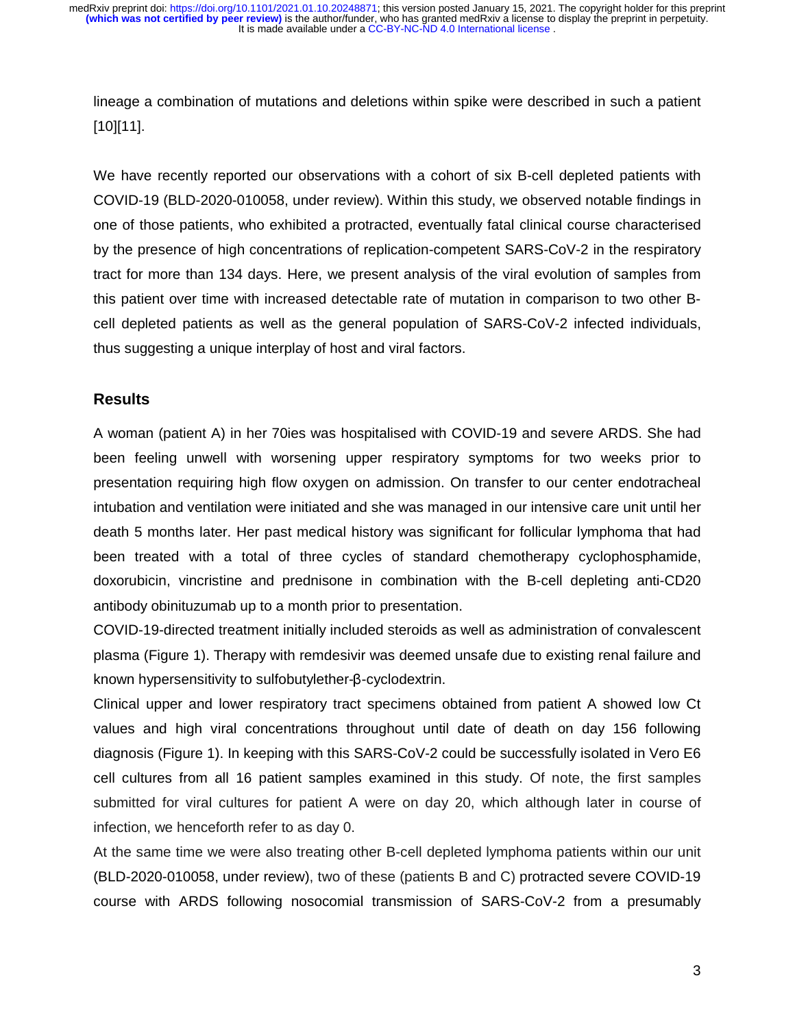lineage a combination of mutations and deletions within spike were described in such a patient [10][11].

We have recently reported our observations with a cohort of six B-cell depleted patients with COVID-19 (BLD-2020-010058, under review). Within this study, we observed notable findings in one of those patients, who exhibited a protracted, eventually fatal clinical course characterised by the presence of high concentrations of replication-competent SARS-CoV-2 in the respiratory tract for more than 134 days. Here, we present analysis of the viral evolution of samples from this patient over time with increased detectable rate of mutation in comparison to two other B-cell depleted patients as well as the general population of SARS-CoV-2 infected individuals, thus suggesting a unique interplay of host and viral factors.

## Results

A woman (patient A) in her 70ies was hospitalised with COVID-19 and severe ARDS. She had been feeling unwell with worsening upper respiratory symptoms for two weeks prior to presentation requiring high flow oxygen on admission. On transfer to our center endotracheal intubation and ventilation were initiated and she was managed in our intensive care unit until her death 5 months later. Her past medical history was significant for follicular lymphoma that had been treated with a total of three cycles of standard chemotherapy cyclophosphamide, doxorubicin, vincristine and prednisone in combination with the B-cell depleting anti-CD20 antibody obinituzumab up to a month prior to presentation.

COVID-19-directed treatment initially included steroids as well as administration of convalescent plasma (Figure 1). Therapy with remdesivir was deemed unsafe due to existing renal failure and known hypersensitivity to sulfobutylether-β-cyclodextrin.

Clinical upper and lower respiratory tract specimens obtained from patient A showed low Ct values and high viral concentrations throughout until date of death on day 156 following diagnosis (Figure 1). In keeping with this SARS-CoV-2 could be successfully isolated in Vero E6 cell cultures from all 16 patient samples examined in this study. Of note, the first samples submitted for viral cultures for patient A were on day 20, which although later in course of infection, we henceforth refer to as day 0.

At the same time we were also treating other B-cell depleted lymphoma patients within our unit (BLD-2020-010058, under review), two of these (patients B and C) protracted severe COVID-19 course with ARDS following nosocomial transmission of SARS-CoV-2 from a presumably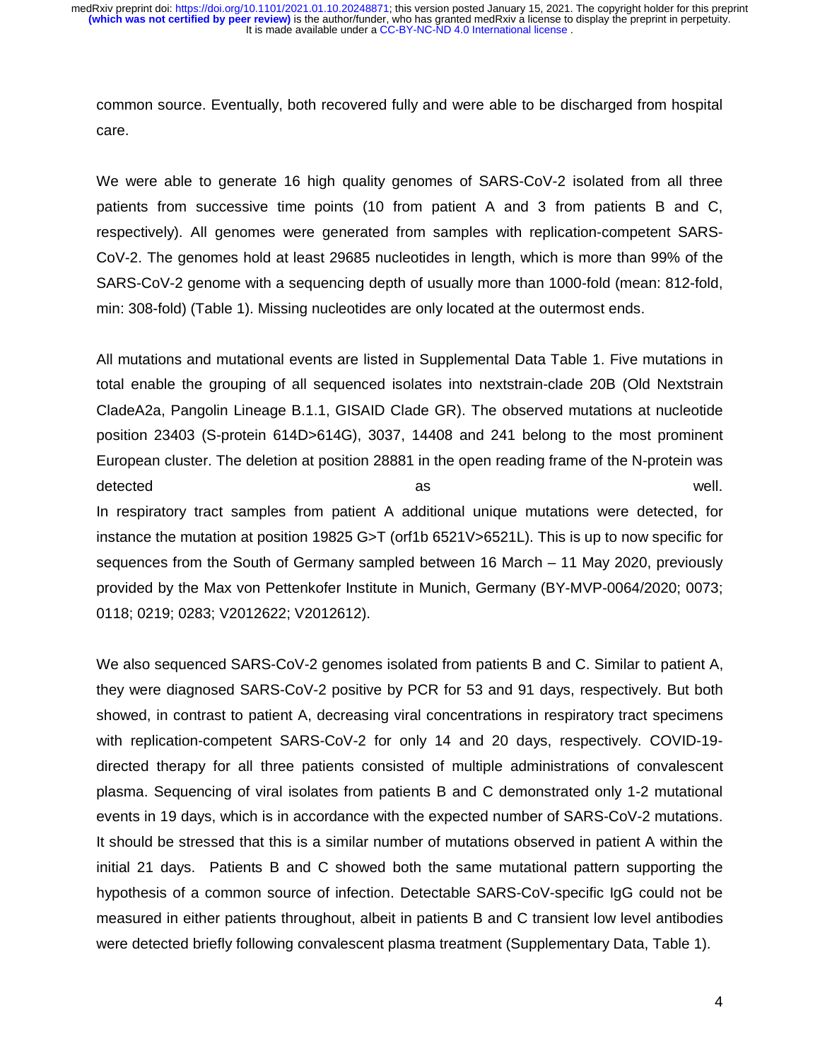common source. Eventually, both recovered fully and were able to be discharged from hospital care.

We were able to generate 16 high quality genomes of SARS-CoV-2 isolated from all three patients from successive time points (10 from patient A and 3 from patients B and C, respectively). All genomes were generated from samples with replication-competent SARS-CoV-2. The genomes hold at least 29685 nucleotides in length, which is more than 99% of the SARS-CoV-2 genome with a sequencing depth of usually more than 1000-fold (mean: 812-fold, min: 308-fold) (Table 1). Missing nucleotides are only located at the outermost ends.

All mutations and mutational events are listed in Supplemental Data Table 1. Five mutations in total enable the grouping of all sequenced isolates into nextstrain-clade 20B (Old Nextstrain CladeA2a, Pangolin Lineage B.1.1, GISAID Clade GR). The observed mutations at nucleotide position 23403 (S-protein 614D>614G), 3037, 14408 and 241 belong to the most prominent European cluster. The deletion at position 28881 in the open reading frame of the N-protein was detected as well.

In respiratory tract samples from patient A additional unique mutations were detected, for instance the mutation at position 19825 G>T (orf1b 6521V>6521L). This is up to now specific for sequences from the South of Germany sampled between 16 March – 11 May 2020, previously provided by the Max von Pettenkofer Institute in Munich, Germany (BY-MVP-0064/2020; 0073; 0118; 0219; 0283; V2012622; V2012612).

We also sequenced SARS-CoV-2 genomes isolated from patients B and C. Similar to patient A, they were diagnosed SARS-CoV-2 positive by PCR for 53 and 91 days, respectively. But both showed, in contrast to patient A, decreasing viral concentrations in respiratory tract specimens with replication-competent SARS-CoV-2 for only 14 and 20 days, respectively. COVID-19-directed therapy for all three patients consisted of multiple administrations of convalescent plasma. Sequencing of viral isolates from patients B and C demonstrated only 1-2 mutational events in 19 days, which is in accordance with the expected number of SARS-CoV-2 mutations. It should be stressed that this is a similar number of mutations observed in patient A within the initial 21 days. Patients B and C showed both the same mutational pattern supporting the hypothesis of a common source of infection. Detectable SARS-CoV-specific IgG could not be measured in either patients throughout, albeit in patients B and C transient low level antibodies were detected briefly following convalescent plasma treatment (Supplementary Data, Table 1).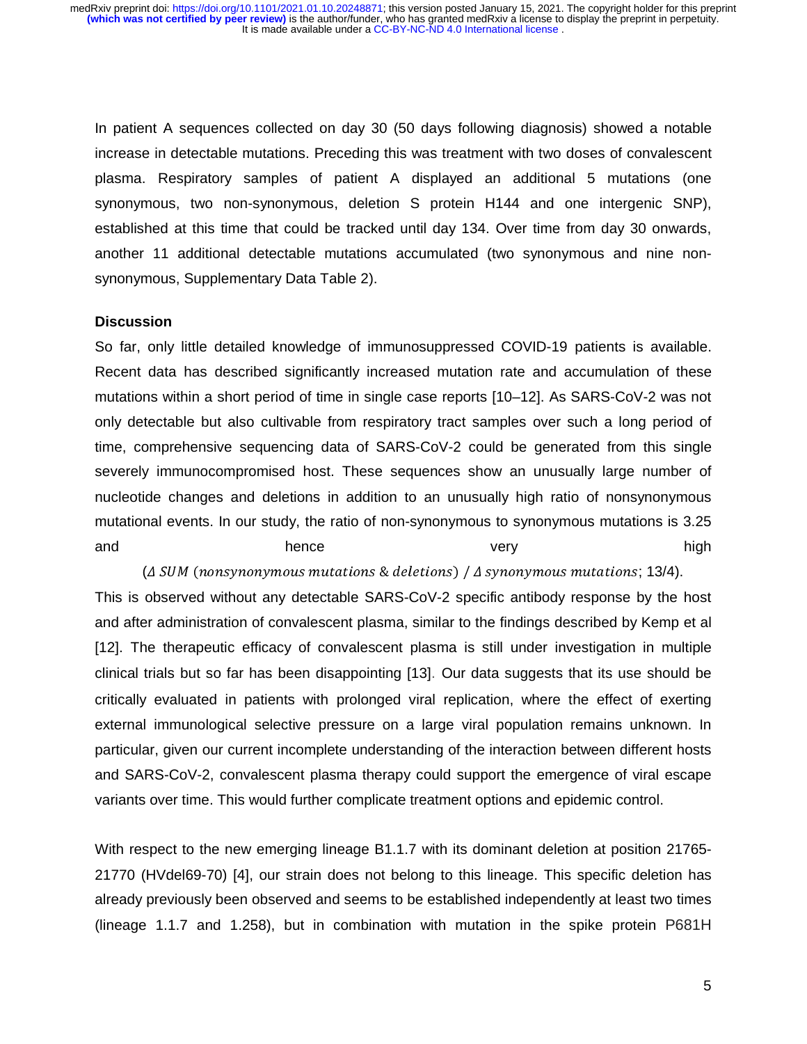In patient A sequences collected on day 30 (50 days following diagnosis) showed a notable increase in detectable mutations. Preceding this was treatment with two doses of convalescent plasma. Respiratory samples of patient A displayed an additional 5 mutations (one synonymous, two non-synonymous, deletion S protein H144 and one intergenic SNP), established at this time that could be tracked until day 134. Over time from day 30 onwards, another 11 additional detectable mutations accumulated (two synonymous and nine non-synonymous, Supplementary Data Table 2).

**Discussion**

So far, only little detailed knowledge of immunosuppressed COVID-19 patients is available. Recent data has described significantly increased mutation rate and accumulation of these mutations within a short period of time in single case reports [10–12]. As SARS-CoV-2 was not only detectable but also cultivable from respiratory tract samples over such a long period of time, comprehensive sequencing data of SARS-CoV-2 could be generated from this single severely immunocompromised host. These sequences show an unusually large number of nucleotide changes and deletions in addition to an unusually high ratio of nonsynonymous mutational events. In our study, the ratio of non-synonymous to synonymous mutations is 3.25 and hence very high ($\Delta\ SUM\ (nonsynonymous\ mutations\ \&\ deletions)\ /\ \Delta\ synonymous\ mutations$; 13/4). This is observed without any detectable SARS-CoV-2 specific antibody response by the host and after administration of convalescent plasma, similar to the findings described by Kemp et al [12]. The therapeutic efficacy of convalescent plasma is still under investigation in multiple clinical trials but so far has been disappointing [13]. Our data suggests that its use should be critically evaluated in patients with prolonged viral replication, where the effect of exerting external immunological selective pressure on a large viral population remains unknown. In particular, given our current incomplete understanding of the interaction between different hosts and SARS-CoV-2, convalescent plasma therapy could support the emergence of viral escape variants over time. This would further complicate treatment options and epidemic control.

With respect to the new emerging lineage B1.1.7 with its dominant deletion at position 21765-21770 (HVdel69-70) [4], our strain does not belong to this lineage. This specific deletion has already previously been observed and seems to be established independently at least two times (lineage 1.1.7 and 1.258), but in combination with mutation in the spike protein P681H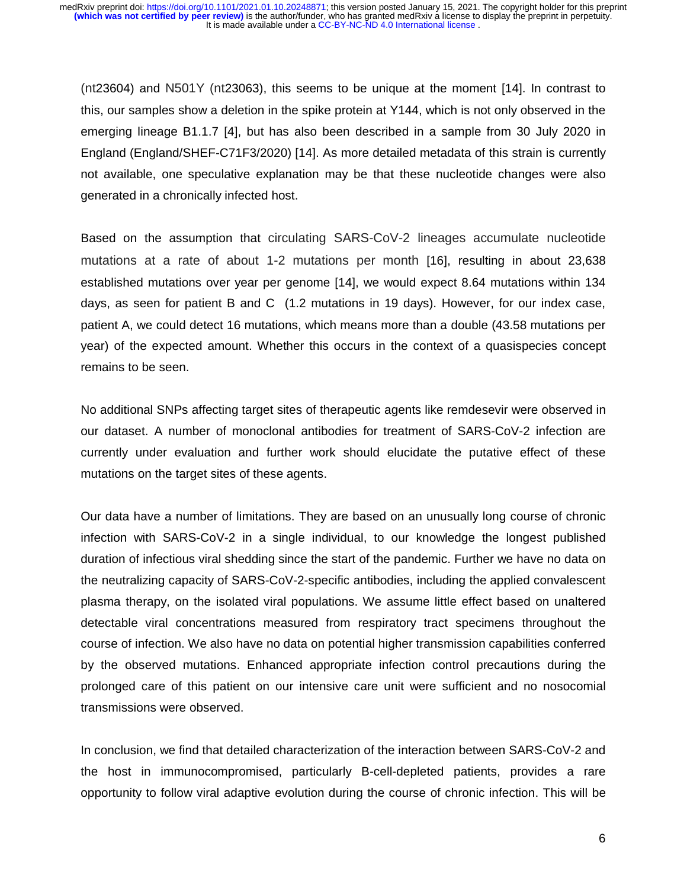(nt23604) and N501Y (nt23063), this seems to be unique at the moment [14]. In contrast to this, our samples show a deletion in the spike protein at Y144, which is not only observed in the emerging lineage B1.1.7 [4], but has also been described in a sample from 30 July 2020 in England (England/SHEF-C71F3/2020) [14]. As more detailed metadata of this strain is currently not available, one speculative explanation may be that these nucleotide changes were also generated in a chronically infected host.

Based on the assumption that circulating SARS-CoV-2 lineages accumulate nucleotide mutations at a rate of about 1-2 mutations per month [16], resulting in about 23,638 established mutations over year per genome [14], we would expect 8.64 mutations within 134 days, as seen for patient B and C (1.2 mutations in 19 days). However, for our index case, patient A, we could detect 16 mutations, which means more than a double (43.58 mutations per year) of the expected amount. Whether this occurs in the context of a quasispecies concept remains to be seen.

No additional SNPs affecting target sites of therapeutic agents like remdesevir were observed in our dataset. A number of monoclonal antibodies for treatment of SARS-CoV-2 infection are currently under evaluation and further work should elucidate the putative effect of these mutations on the target sites of these agents.

Our data have a number of limitations. They are based on an unusually long course of chronic infection with SARS-CoV-2 in a single individual, to our knowledge the longest published duration of infectious viral shedding since the start of the pandemic. Further we have no data on the neutralizing capacity of SARS-CoV-2-specific antibodies, including the applied convalescent plasma therapy, on the isolated viral populations. We assume little effect based on unaltered detectable viral concentrations measured from respiratory tract specimens throughout the course of infection. We also have no data on potential higher transmission capabilities conferred by the observed mutations. Enhanced appropriate infection control precautions during the prolonged care of this patient on our intensive care unit were sufficient and no nosocomial transmissions were observed.

In conclusion, we find that detailed characterization of the interaction between SARS-CoV-2 and the host in immunocompromised, particularly B-cell-depleted patients, provides a rare opportunity to follow viral adaptive evolution during the course of chronic infection. This will be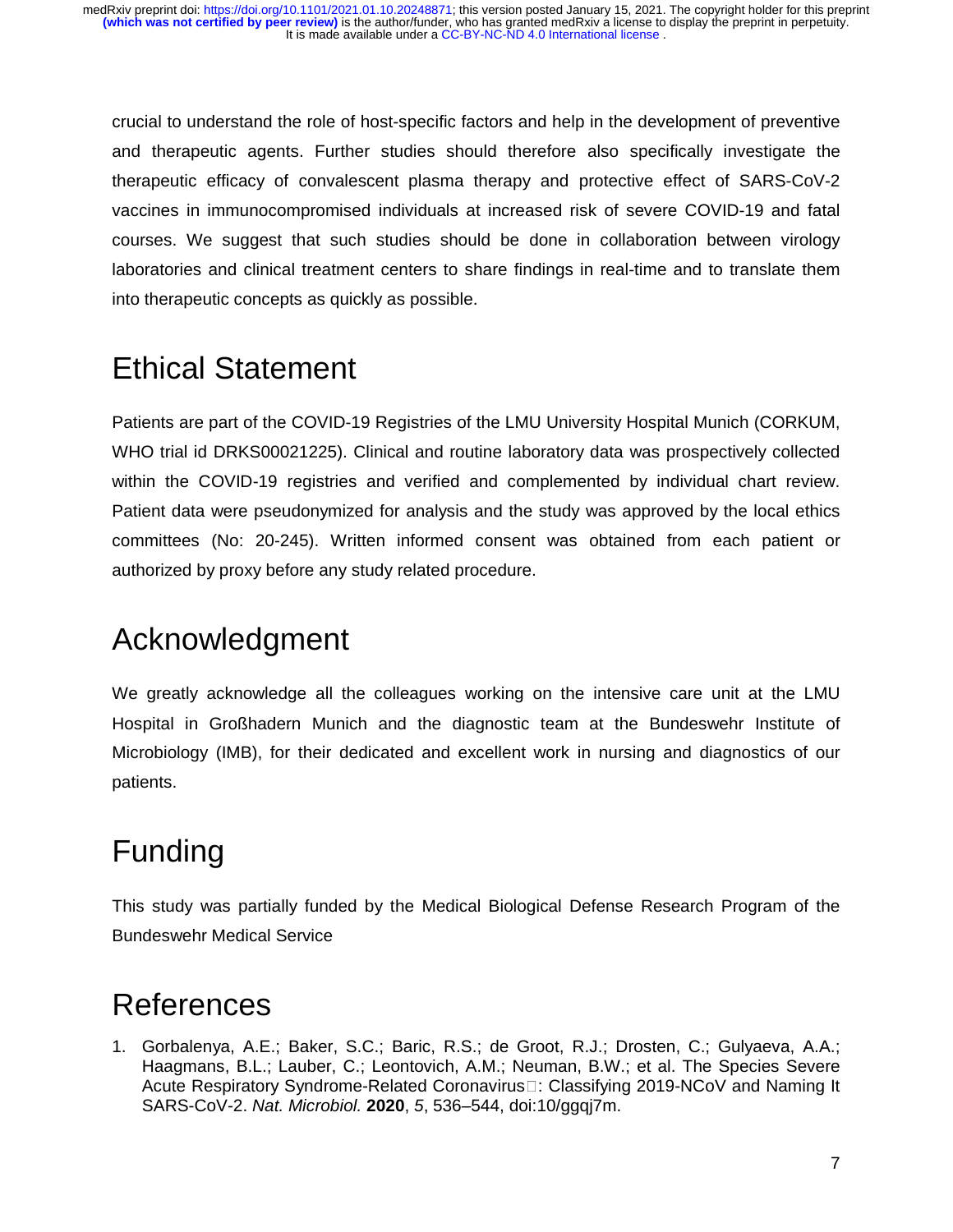crucial to understand the role of host-specific factors and help in the development of preventive and therapeutic agents. Further studies should therefore also specifically investigate the therapeutic efficacy of convalescent plasma therapy and protective effect of SARS-CoV-2 vaccines in immunocompromised individuals at increased risk of severe COVID-19 and fatal courses. We suggest that such studies should be done in collaboration between virology laboratories and clinical treatment centers to share findings in real-time and to translate them into therapeutic concepts as quickly as possible.

# Ethical Statement

Patients are part of the COVID-19 Registries of the LMU University Hospital Munich (CORKUM, WHO trial id DRKS00021225). Clinical and routine laboratory data was prospectively collected within the COVID-19 registries and verified and complemented by individual chart review. Patient data were pseudonymized for analysis and the study was approved by the local ethics committees (No: 20-245). Written informed consent was obtained from each patient or authorized by proxy before any study related procedure.

# Acknowledgment

We greatly acknowledge all the colleagues working on the intensive care unit at the LMU Hospital in Großhadern Munich and the diagnostic team at the Bundeswehr Institute of Microbiology (IMB), for their dedicated and excellent work in nursing and diagnostics of our patients.

# Funding

This study was partially funded by the Medical Biological Defense Research Program of the Bundeswehr Medical Service

# References

1. Gorbalenya, A.E.; Baker, S.C.; Baric, R.S.; de Groot, R.J.; Drosten, C.; Gulyaeva, A.A.; Haagmans, B.L.; Lauber, C.; Leontovich, A.M.; Neuman, B.W.; et al. The Species Severe Acute Respiratory Syndrome-Related Coronavirus: Classifying 2019-NCoV and Naming It SARS-CoV-2. *Nat. Microbiol.* **2020**, *5*, 536–544, doi:10/ggqj7m.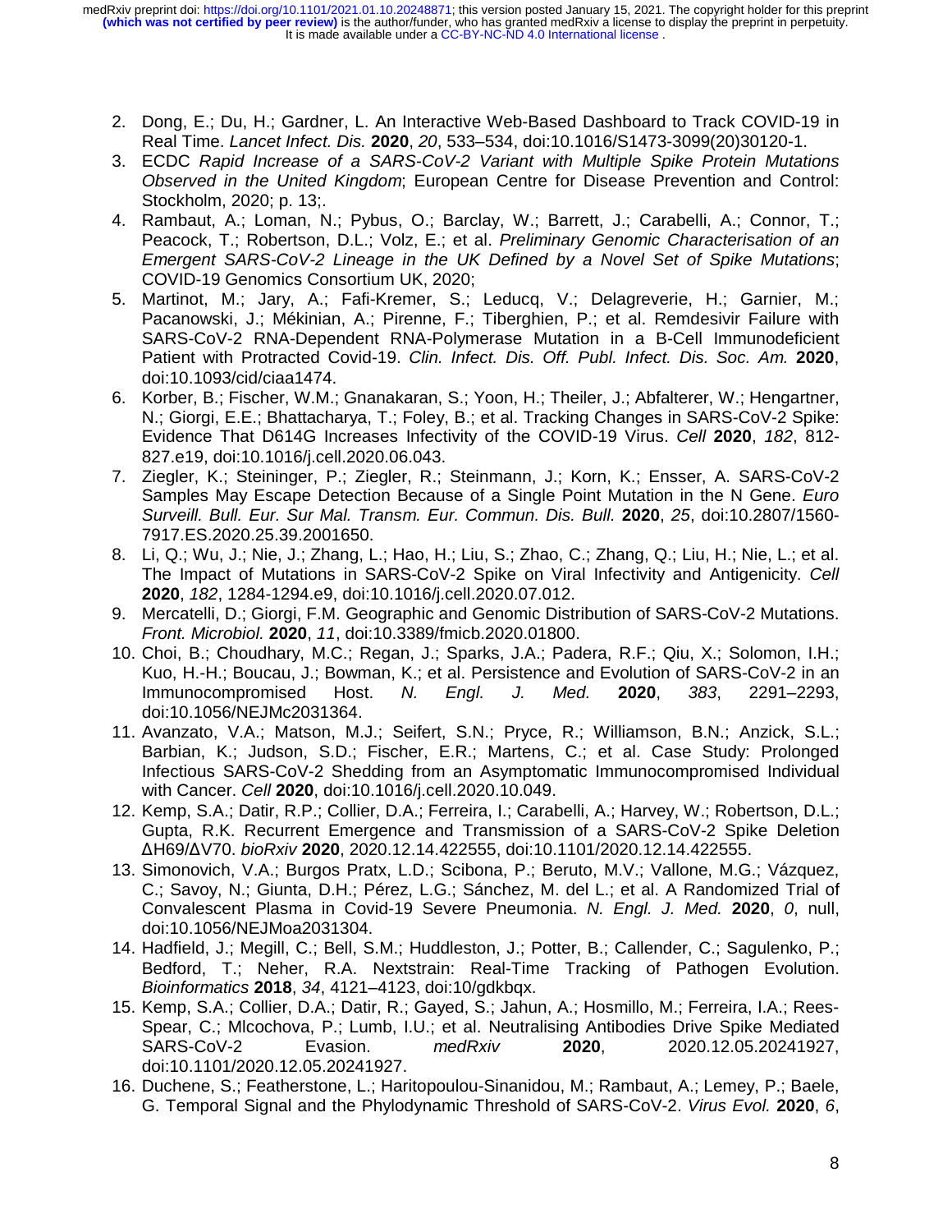2. Dong, E.; Du, H.; Gardner, L. An Interactive Web-Based Dashboard to Track COVID-19 in Real Time. *Lancet Infect. Dis.* **2020**, *20*, 533–534, doi:10.1016/S1473-3099(20)30120-1.
3. ECDC *Rapid Increase of a SARS-CoV-2 Variant with Multiple Spike Protein Mutations Observed in the United Kingdom*; European Centre for Disease Prevention and Control: Stockholm, 2020; p. 13;.
4. Rambaut, A.; Loman, N.; Pybus, O.; Barclay, W.; Barrett, J.; Carabelli, A.; Connor, T.; Peacock, T.; Robertson, D.L.; Volz, E.; et al. *Preliminary Genomic Characterisation of an Emergent SARS-CoV-2 Lineage in the UK Defined by a Novel Set of Spike Mutations*; COVID-19 Genomics Consortium UK, 2020;
5. Martinot, M.; Jary, A.; Fafi-Kremer, S.; Leducq, V.; Delagreverie, H.; Garnier, M.; Pacanowski, J.; Mékinian, A.; Pirenne, F.; Tiberghien, P.; et al. Remdesivir Failure with SARS-CoV-2 RNA-Dependent RNA-Polymerase Mutation in a B-Cell Immunodeficient Patient with Protracted Covid-19. *Clin. Infect. Dis. Off. Publ. Infect. Dis. Soc. Am.* **2020**, doi:10.1093/cid/ciaa1474.
6. Korber, B.; Fischer, W.M.; Gnanakaran, S.; Yoon, H.; Theiler, J.; Abfalterer, W.; Hengartner, N.; Giorgi, E.E.; Bhattacharya, T.; Foley, B.; et al. Tracking Changes in SARS-CoV-2 Spike: Evidence That D614G Increases Infectivity of the COVID-19 Virus. *Cell* **2020**, *182*, 812-827.e19, doi:10.1016/j.cell.2020.06.043.
7. Ziegler, K.; Steininger, P.; Ziegler, R.; Steinmann, J.; Korn, K.; Ensser, A. SARS-CoV-2 Samples May Escape Detection Because of a Single Point Mutation in the N Gene. *Euro Surveill. Bull. Eur. Sur Mal. Transm. Eur. Commun. Dis. Bull.* **2020**, *25*, doi:10.2807/1560-7917.ES.2020.25.39.2001650.
8. Li, Q.; Wu, J.; Nie, J.; Zhang, L.; Hao, H.; Liu, S.; Zhao, C.; Zhang, Q.; Liu, H.; Nie, L.; et al. The Impact of Mutations in SARS-CoV-2 Spike on Viral Infectivity and Antigenicity. *Cell* **2020**, *182*, 1284-1294.e9, doi:10.1016/j.cell.2020.07.012.
9. Mercatelli, D.; Giorgi, F.M. Geographic and Genomic Distribution of SARS-CoV-2 Mutations. *Front. Microbiol.* **2020**, *11*, doi:10.3389/fmicb.2020.01800.
10. Choi, B.; Choudhary, M.C.; Regan, J.; Sparks, J.A.; Padera, R.F.; Qiu, X.; Solomon, I.H.; Kuo, H.-H.; Boucau, J.; Bowman, K.; et al. Persistence and Evolution of SARS-CoV-2 in an Immunocompromised Host. *N. Engl. J. Med.* **2020**, *383*, 2291–2293, doi:10.1056/NEJMc2031364.
11. Avanzato, V.A.; Matson, M.J.; Seifert, S.N.; Pryce, R.; Williamson, B.N.; Anzick, S.L.; Barbian, K.; Judson, S.D.; Fischer, E.R.; Martens, C.; et al. Case Study: Prolonged Infectious SARS-CoV-2 Shedding from an Asymptomatic Immunocompromised Individual with Cancer. *Cell* **2020**, doi:10.1016/j.cell.2020.10.049.
12. Kemp, S.A.; Datir, R.P.; Collier, D.A.; Ferreira, I.; Carabelli, A.; Harvey, W.; Robertson, D.L.; Gupta, R.K. Recurrent Emergence and Transmission of a SARS-CoV-2 Spike Deletion ΔH69/ΔV70. *bioRxiv* **2020**, 2020.12.14.422555, doi:10.1101/2020.12.14.422555.
13. Simonovich, V.A.; Burgos Pratx, L.D.; Scibona, P.; Beruto, M.V.; Vallone, M.G.; Vázquez, C.; Savoy, N.; Giunta, D.H.; Pérez, L.G.; Sánchez, M. del L.; et al. A Randomized Trial of Convalescent Plasma in Covid-19 Severe Pneumonia. *N. Engl. J. Med.* **2020**, *0*, null, doi:10.1056/NEJMoa2031304.
14. Hadfield, J.; Megill, C.; Bell, S.M.; Huddleston, J.; Potter, B.; Callender, C.; Sagulenko, P.; Bedford, T.; Neher, R.A. Nextstrain: Real-Time Tracking of Pathogen Evolution. *Bioinformatics* **2018**, *34*, 4121–4123, doi:10/gdkbqx.
15. Kemp, S.A.; Collier, D.A.; Datir, R.; Gayed, S.; Jahun, A.; Hosmillo, M.; Ferreira, I.A.; Rees-Spear, C.; Mlcochova, P.; Lumb, I.U.; et al. Neutralising Antibodies Drive Spike Mediated SARS-CoV-2 Evasion. *medRxiv* **2020**, 2020.12.05.20241927, doi:10.1101/2020.12.05.20241927.
16. Duchene, S.; Featherstone, L.; Haritopoulou-Sinanidou, M.; Rambaut, A.; Lemey, P.; Baele, G. Temporal Signal and the Phylodynamic Threshold of SARS-CoV-2. *Virus Evol.* **2020**, *6*,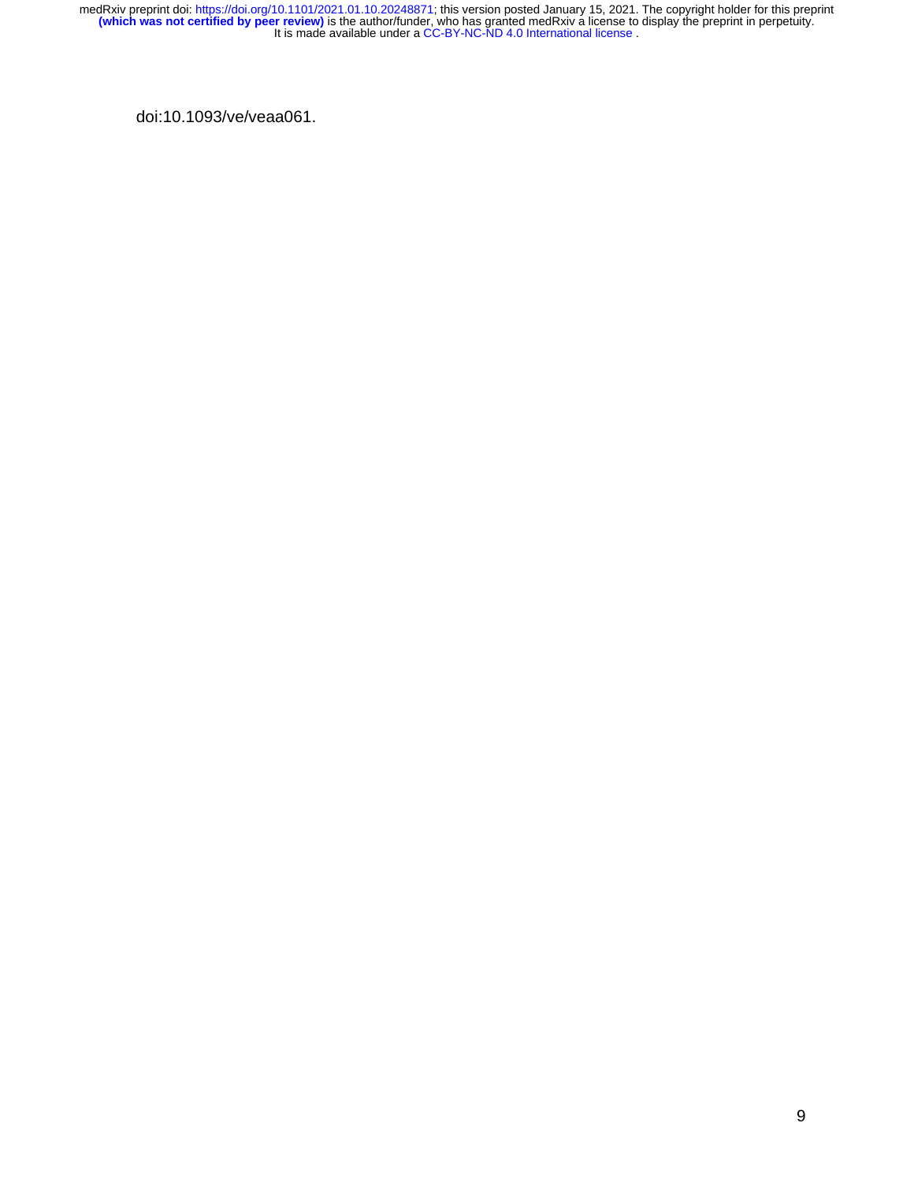doi:10.1093/ve/veaa061.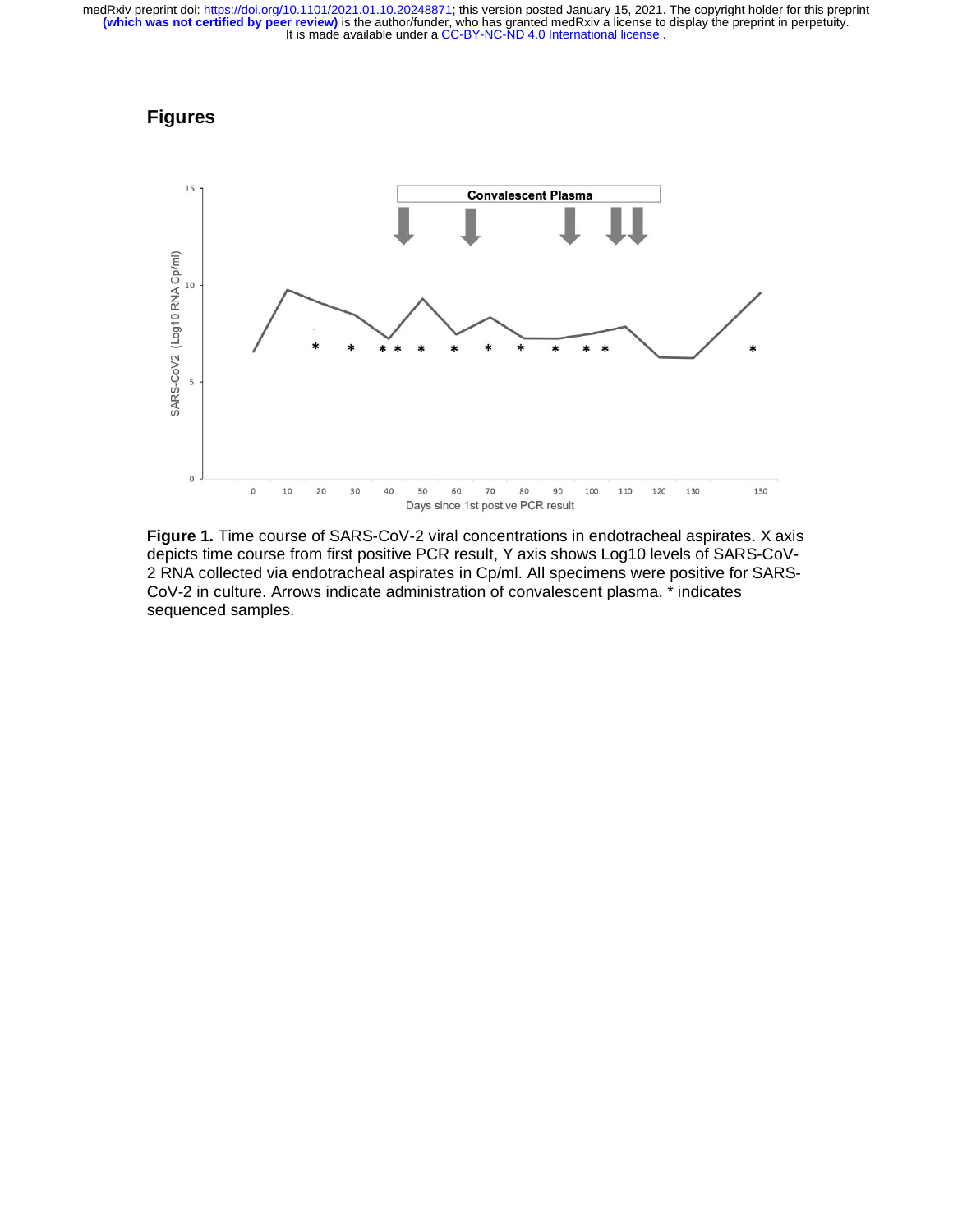## Figures

**Figure 1.** Time course of SARS-CoV-2 viral concentrations in endotracheal aspirates. X axis depicts time course from first positive PCR result, Y axis shows Log10 levels of SARS-CoV-2 RNA collected via endotracheal aspirates in Cp/ml. All specimens were positive for SARS-CoV-2 in culture. Arrows indicate administration of convalescent plasma. * indicates sequenced samples.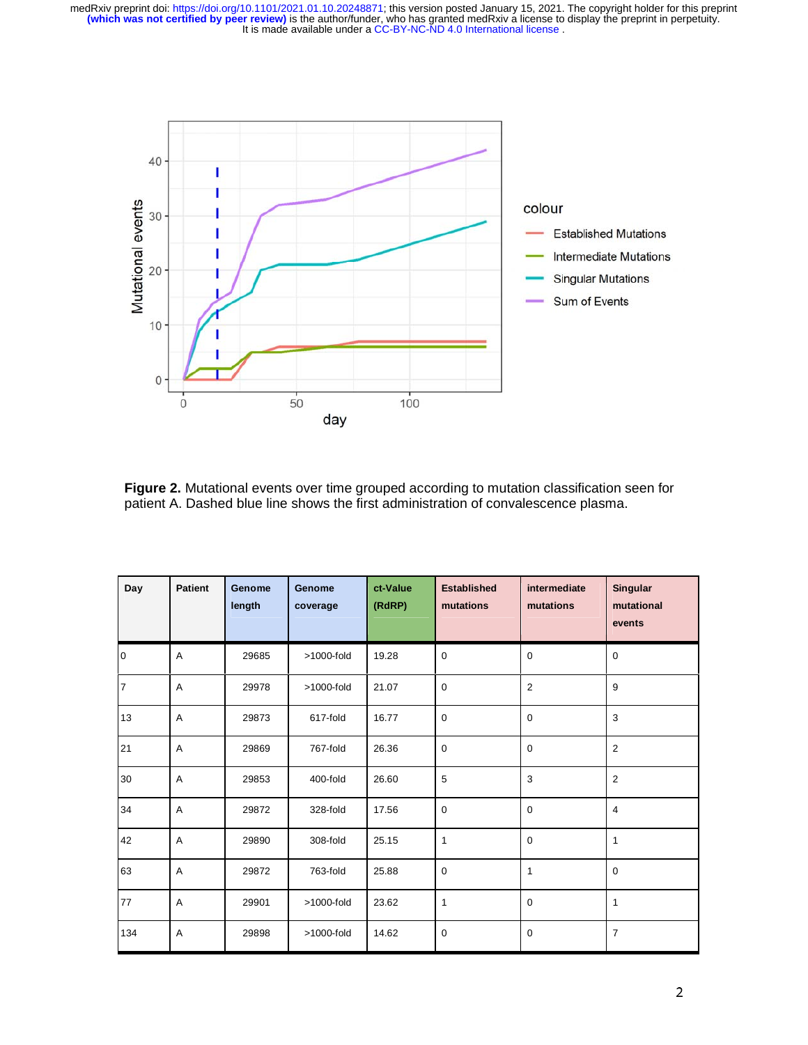**Figure 2.** Mutational events over time grouped according to mutation classification seen for patient A. Dashed blue line shows the first administration of convalescence plasma.

| Day | Patient | Genome length | Genome coverage | ct-Value (RdRP) | Established mutations | intermediate mutations | Singular mutational events |
|---|---|---|---|---|---|---|---|
| 0 | A | 29685 | >1000-fold | 19.28 | 0 | 0 | 0 |
| 7 | A | 29978 | >1000-fold | 21.07 | 0 | 2 | 9 |
| 13 | A | 29873 | 617-fold | 16.77 | 0 | 0 | 3 |
| 21 | A | 29869 | 767-fold | 26.36 | 0 | 0 | 2 |
| 30 | A | 29853 | 400-fold | 26.60 | 5 | 3 | 2 |
| 34 | A | 29872 | 328-fold | 17.56 | 0 | 0 | 4 |
| 42 | A | 29890 | 308-fold | 25.15 | 1 | 0 | 1 |
| 63 | A | 29872 | 763-fold | 25.88 | 0 | 1 | 0 |
| 77 | A | 29901 | >1000-fold | 23.62 | 1 | 0 | 1 |
| 134 | A | 29898 | >1000-fold | 14.62 | 0 | 0 | 7 |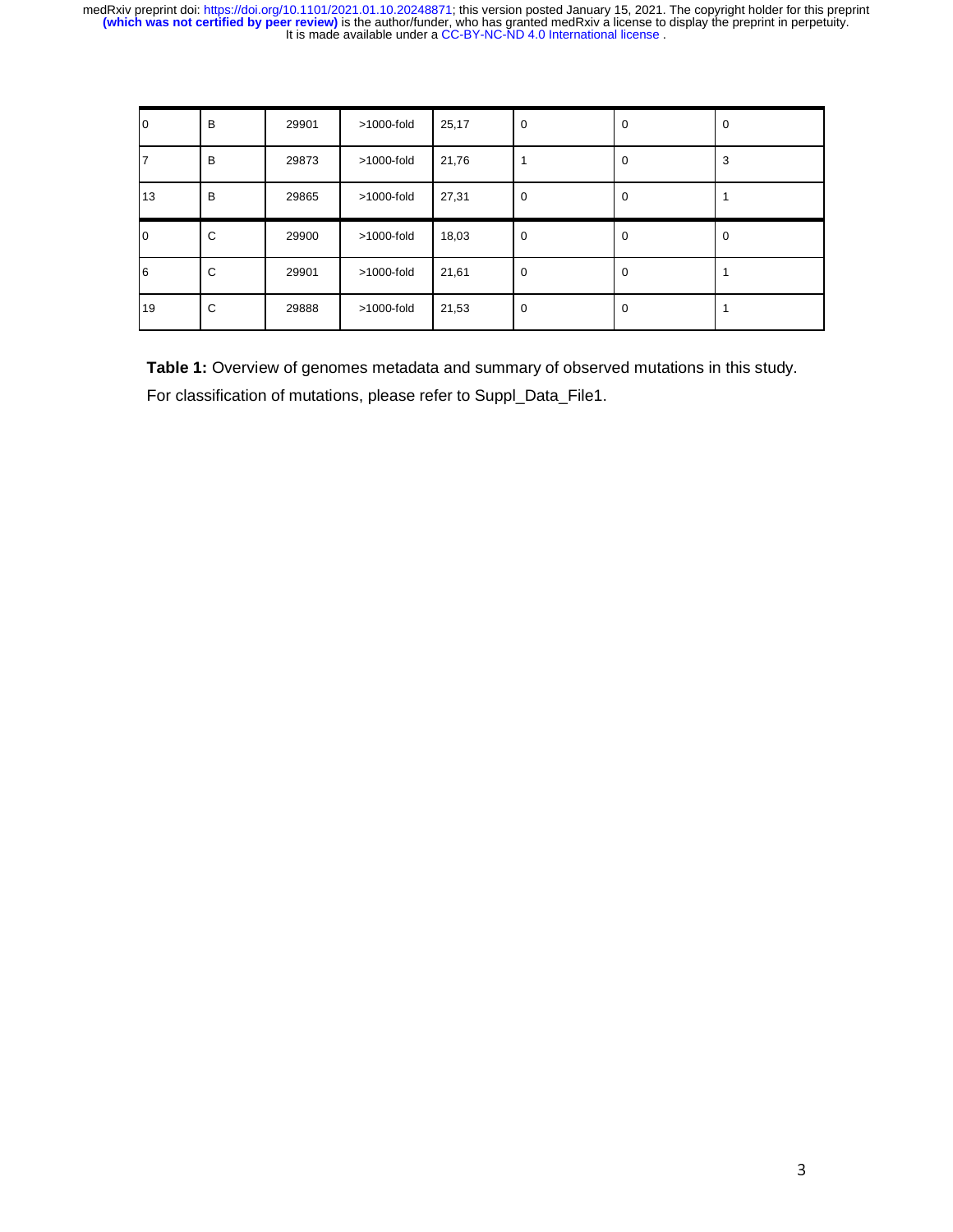| | | | | | | | |
|---|---|---|---|---|---|---|---|
| 0 | B | 29901 | >1000-fold | 25,17 | 0 | 0 | 0 |
| 7 | B | 29873 | >1000-fold | 21,76 | 1 | 0 | 3 |
| 13 | B | 29865 | >1000-fold | 27,31 | 0 | 0 | 1 |
| 0 | C | 29900 | >1000-fold | 18,03 | 0 | 0 | 0 |
| 6 | C | 29901 | >1000-fold | 21,61 | 0 | 0 | 1 |
| 19 | C | 29888 | >1000-fold | 21,53 | 0 | 0 | 1 |

**Table 1:** Overview of genomes metadata and summary of observed mutations in this study. For classification of mutations, please refer to Suppl_Data_File1.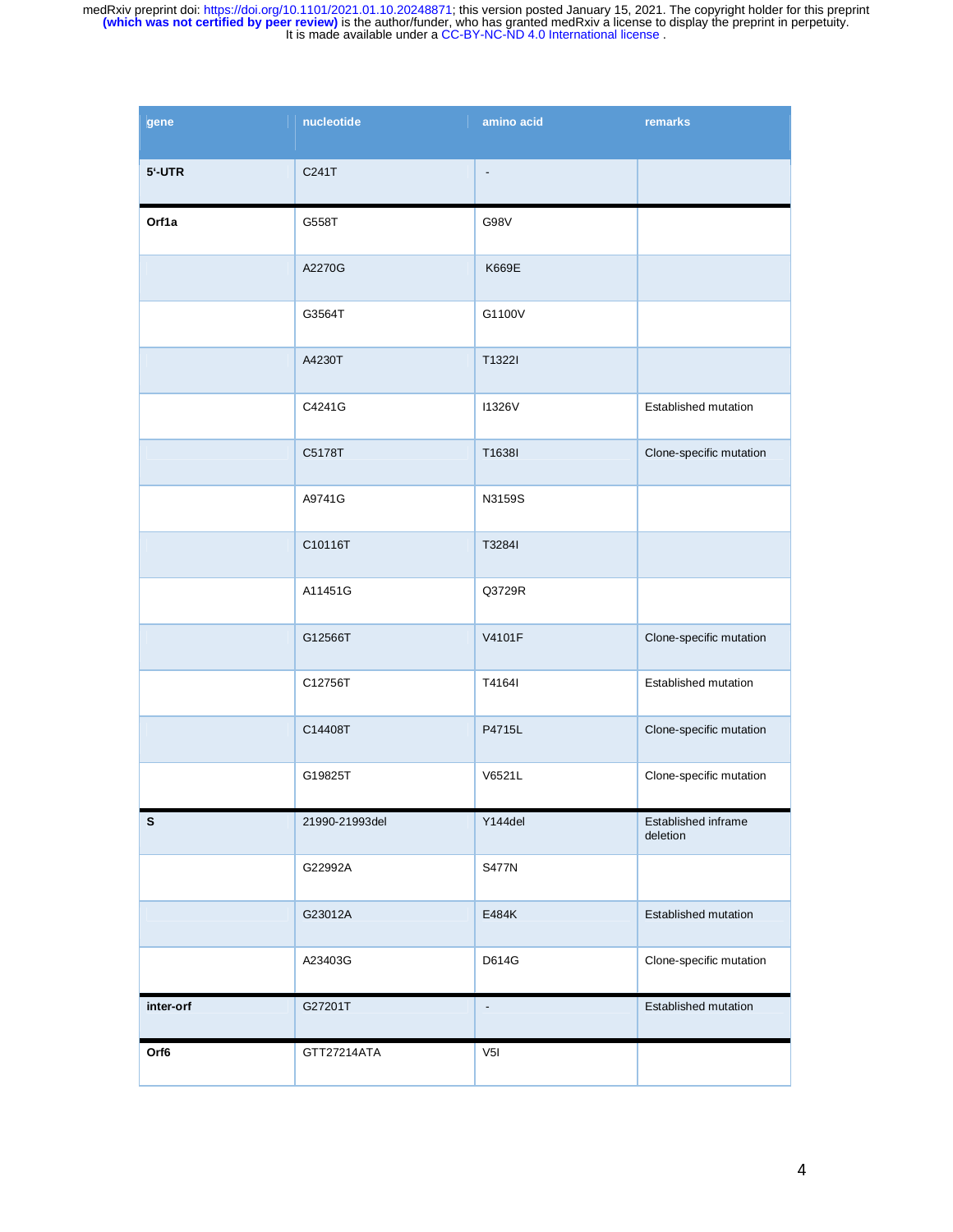| gene | nucleotide | amino acid | remarks |
|---|---|---|---|
| **5'-UTR** | C241T | - | |
| **Orf1a** | G558T | G98V | |
| | A2270G | K669E | |
| | G3564T | G1100V | |
| | A4230T | T1322I | |
| | C4241G | I1326V | Established mutation |
| | C5178T | T1638I | Clone-specific mutation |
| | A9741G | N3159S | |
| | C10116T | T3284I | |
| | A11451G | Q3729R | |
| | G12566T | V4101F | Clone-specific mutation |
| | C12756T | T4164I | Established mutation |
| | C14408T | P4715L | Clone-specific mutation |
| | G19825T | V6521L | Clone-specific mutation |
| **S** | 21990-21993del | Y144del | Established inframe deletion |
| | G22992A | S477N | |
| | G23012A | E484K | Established mutation |
| | A23403G | D614G | Clone-specific mutation |
| **inter-orf** | G27201T | - | Established mutation |
| **Orf6** | GTT27214ATA | V5I | |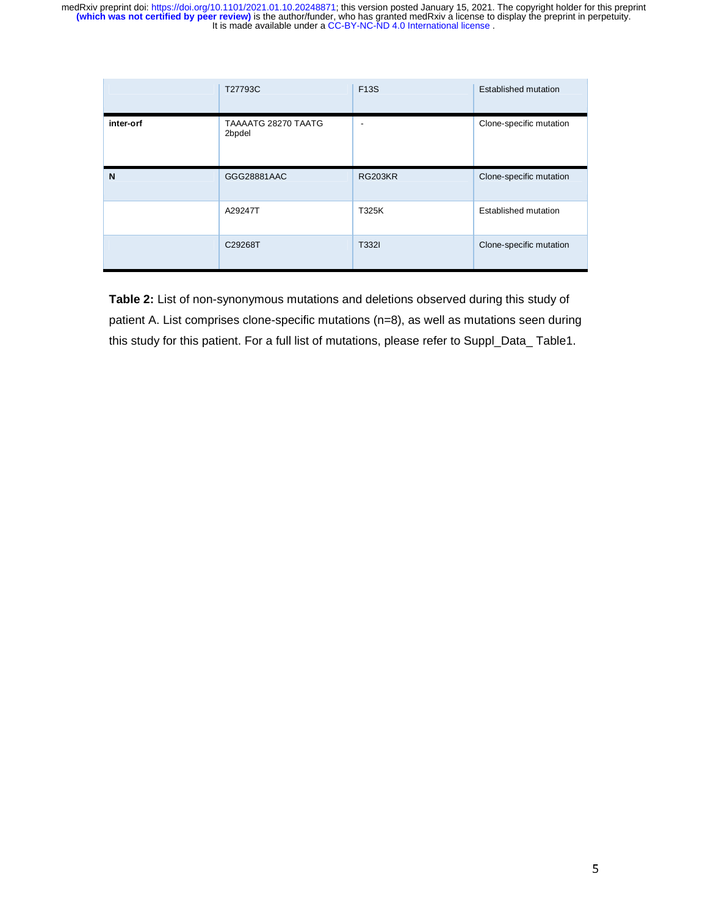| | | | |
|---|---|---|---|
| | T27793C | F13S | Established mutation |
| **inter-orf** | TAAAATG 28270 TAATG 2bpdel | - | Clone-specific mutation |
| **N** | GGG28881AAC | RG203KR | Clone-specific mutation |
| | A29247T | T325K | Established mutation |
| | C29268T | T332I | Clone-specific mutation |

**Table 2:** List of non-synonymous mutations and deletions observed during this study of patient A. List comprises clone-specific mutations (n=8), as well as mutations seen during this study for this patient. For a full list of mutations, please refer to Suppl_Data_ Table1.